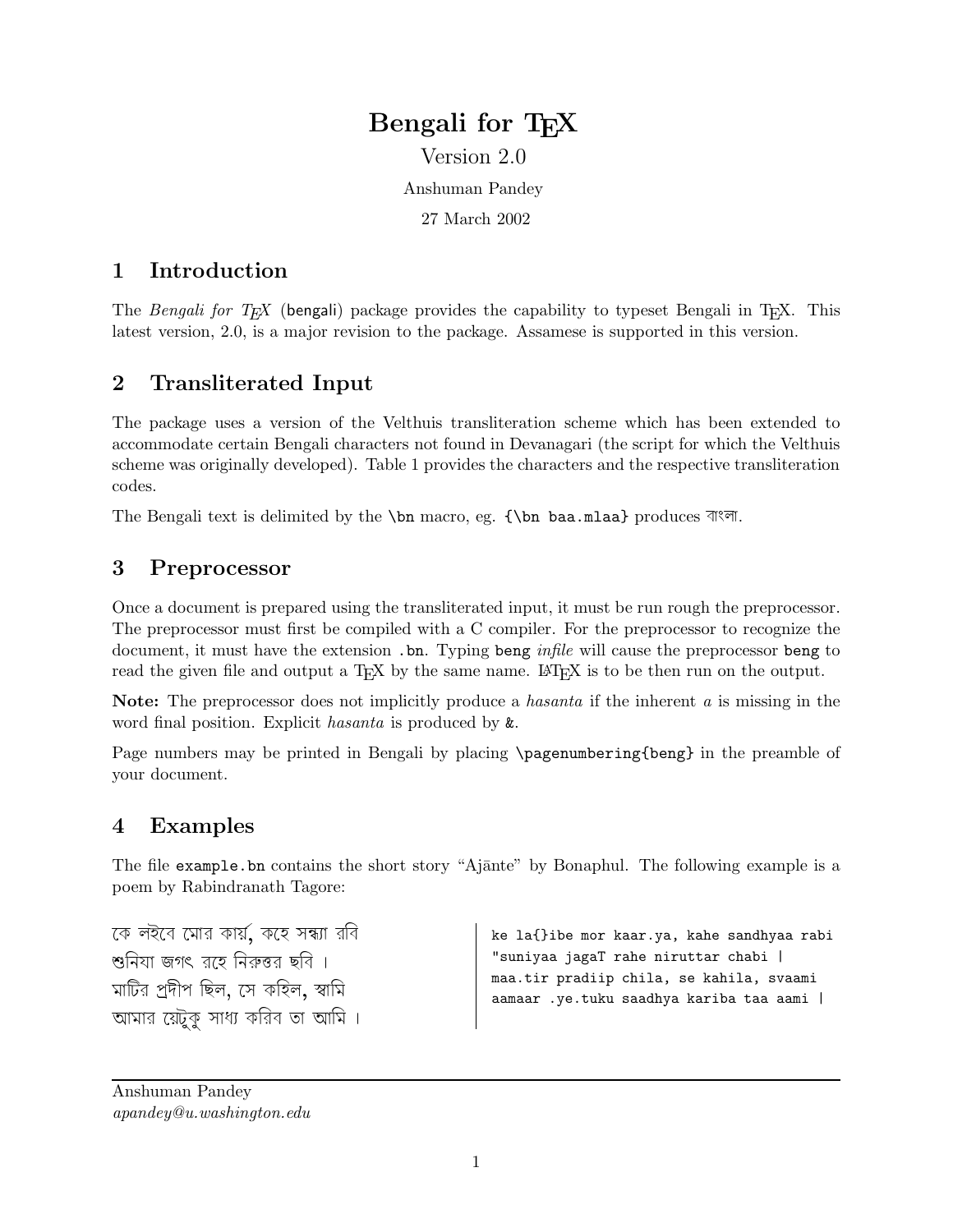# Bengali for TEX

Version 2.0

Anshuman Pandey

27 March 2002

## 1 Introduction

The *Bengali for TEX* (bengali) package provides the capability to typeset Bengali in TEX. This latest version, 2.0, is a major revision to the package. Assamese is supported in this version.

## 2 Transliterated Input

The package uses a version of the Velthuis transliteration scheme which has been extended to accommodate certain Bengali characters not found in Devanagari (the script for which the Velthuis scheme was originally developed). Table 1 provides the characters and the respective transliteration codes.

The Bengali text is delimited by the `\bn` macro, eg. `{\bn baa.mlaa}` produces বাংলা.

## 3 Preprocessor

Once a document is prepared using the transliterated input, it must be run rough the preprocessor. The preprocessor must first be compiled with a C compiler. For the preprocessor to recognize the document, it must have the extension `.bn`. Typing `beng` *infile* will cause the preprocessor `beng` to read the given file and output a TEX by the same name. LATEX is to be then run on the output.

**Note:** The preprocessor does not implicitly produce a *hasanta* if the inherent *a* is missing in the word final position. Explicit *hasanta* is produced by `&`.

Page numbers may be printed in Bengali by placing `\pagenumbering{beng}` in the preamble of your document.

## 4 Examples

The file `example.bn` contains the short story "Ajānte" by Bonaphul. The following example is a poem by Rabindranath Tagore:

কে লইবে মোর কার্য, কহে সন্ধ্যা রবি
শুনিযা জগৎ রহে নিরুত্তর ছবি ।
মাটির প্রদীপ ছিল, সে কহিল, স্বামি
আমার য়েটুকু সাধ্য করিব তা আমি ।

```
ke la{}ibe mor kaar.ya, kahe sandhyaa rabi
"suniyaa jagaT rahe niruttar chabi |
maa.tir pradiip chila, se kahila, svaami
aamaar .ye.tuku saadhya kariba taa aami |
```

---

Anshuman Pandey
*apandey@u.washington.edu*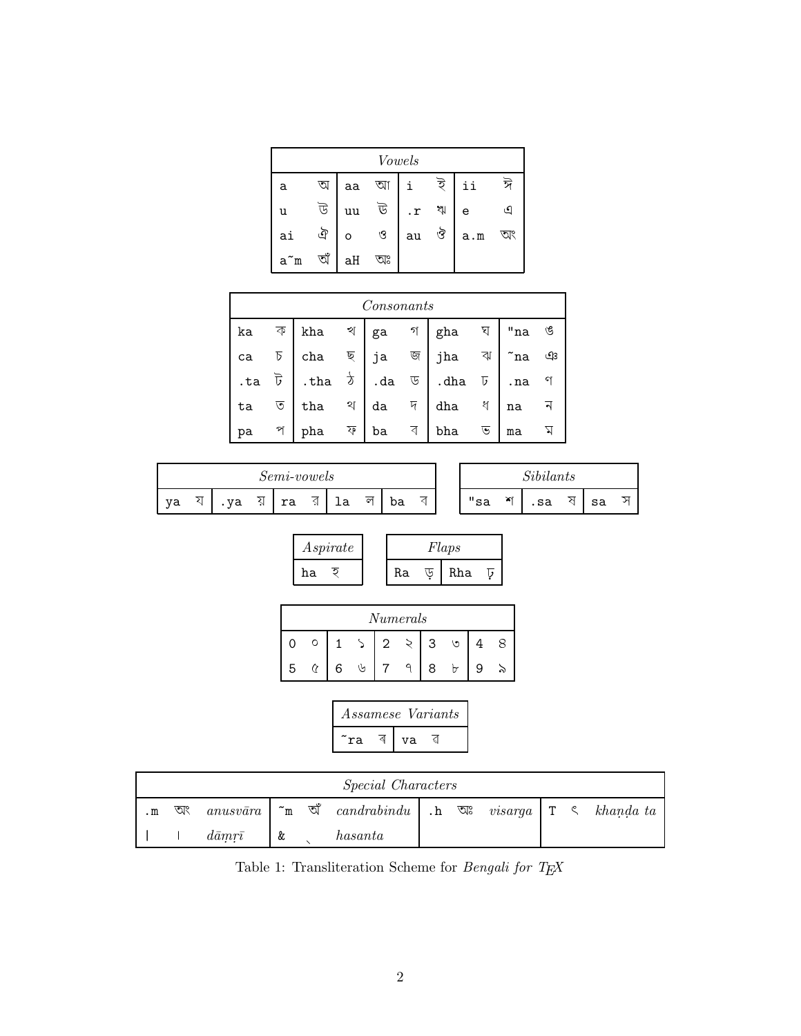| *Vowels* | | | | | | | |
|---|---|---|---|---|---|---|---|
| a | অ | aa | আ | i | ই | ii | ঈ |
| u | উ | uu | ঊ | .r | ঋ | e | এ |
| ai | ঐ | o | ও | au | ঔ | a.m | অং |
| a~m | অঁ | aH | অঃ | | | | |

| *Consonants* | | | | | | | | | |
|---|---|---|---|---|---|---|---|---|---|
| ka | ক | kha | খ | ga | গ | gha | ঘ | "na | ঙ |
| ca | চ | cha | ছ | ja | জ | jha | ঝ | ~na | ঞ |
| .ta | ট | .tha | ঠ | .da | ড | .dha | ঢ | .na | ণ |
| ta | ত | tha | থ | da | দ | dha | ধ | na | ন |
| pa | প | pha | ফ | ba | ব | bha | ভ | ma | ম |

| *Semi-vowels* | | | | | | | | | |
|---|---|---|---|---|---|---|---|---|---|
| ya | য | .ya | য় | ra | র | la | ল | ba | ব |

| *Sibilants* | | | | | |
|---|---|---|---|---|---|
| "sa | শ | .sa | ষ | sa | স |

| *Aspirate* | |
|---|---|
| ha | হ |

| *Flaps* | | | |
|---|---|---|---|
| Ra | ড় | Rha | ঢ় |

| *Numerals* | | | | | | | | | |
|---|---|---|---|---|---|---|---|---|---|
| 0 | ০ | 1 | ১ | 2 | ২ | 3 | ৩ | 4 | ৪ |
| 5 | ৫ | 6 | ৬ | 7 | ৭ | 8 | ৮ | 9 | ৯ |

| *Assamese Variants* | | | |
|---|---|---|---|
| ~ra | ৰ | va | ৱ |

| *Special Characters* | | | | | | | | | | | |
|---|---|---|---|---|---|---|---|---|---|---|---|
| .m | অং | *anusvāra* | ~m | অঁ | *candrabindu* | .h | অঃ | *visarga* | T | ৎ | *khaṇḍa ta* |
| \| | । | *dāṃṛī* | & | ্ | *hasanta* | | | | | | |

Table 1: Transliteration Scheme for *Bengali for TEX*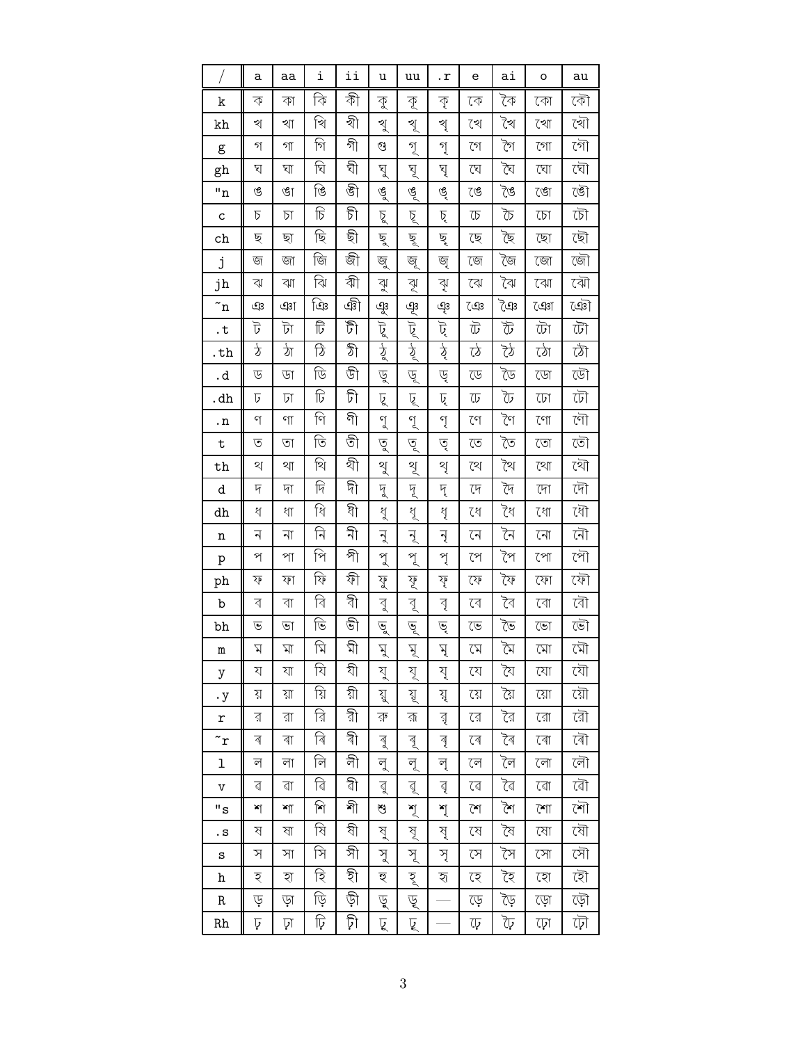| / | a | aa | i | ii | u | uu | .r | e | ai | o | au |
|---|---|---|---|---|---|---|---|---|---|---|---|
| k | ক | কা | কি | কী | কু | কূ | কৃ | কে | কৈ | কো | কৌ |
| kh | খ | খা | খি | খী | খু | খূ | খৃ | খে | খৈ | খো | খৌ |
| g | গ | গা | গি | গী | গু | গূ | গৃ | গে | গৈ | গো | গৌ |
| gh | ঘ | ঘা | ঘি | ঘী | ঘু | ঘূ | ঘৃ | ঘে | ঘৈ | ঘো | ঘৌ |
| "n | ঙ | ঙা | ঙি | ঙী | ঙু | ঙূ | ঙৃ | ঙে | ঙৈ | ঙো | ঙৌ |
| c | চ | চা | চি | চী | চু | চূ | চৃ | চে | চৈ | চো | চৌ |
| ch | ছ | ছা | ছি | ছী | ছু | ছূ | ছৃ | ছে | ছৈ | ছো | ছৌ |
| j | জ | জা | জি | জী | জু | জূ | জৃ | জে | জৈ | জো | জৌ |
| jh | ঝ | ঝা | ঝি | ঝী | ঝু | ঝূ | ঝৃ | ঝে | ঝৈ | ঝো | ঝৌ |
| ~n | ঞ | ঞা | ঞি | ঞী | ঞু | ঞূ | ঞৃ | ঞে | ঞৈ | ঞো | ঞৌ |
| .t | ট | টা | টি | টী | টু | টূ | টৃ | টে | টৈ | টো | টৌ |
| .th | ঠ | ঠা | ঠি | ঠী | ঠু | ঠূ | ঠৃ | ঠে | ঠৈ | ঠো | ঠৌ |
| .d | ড | ডা | ডি | ডী | ডু | ডূ | ডৃ | ডে | ডৈ | ডো | ডৌ |
| .dh | ঢ | ঢা | ঢি | ঢী | ঢু | ঢূ | ঢৃ | ঢে | ঢৈ | ঢো | ঢৌ |
| .n | ণ | ণা | ণি | ণী | ণু | ণূ | ণৃ | ণে | ণৈ | ণো | ণৌ |
| t | ত | তা | তি | তী | তু | তূ | তৃ | তে | তৈ | তো | তৌ |
| th | থ | থা | থি | থী | থু | থূ | থৃ | থে | থৈ | থো | থৌ |
| d | দ | দা | দি | দী | দু | দূ | দৃ | দে | দৈ | দো | দৌ |
| dh | ধ | ধা | ধি | ধী | ধু | ধূ | ধৃ | ধে | ধৈ | ধো | ধৌ |
| n | ন | না | নি | নী | নু | নূ | নৃ | নে | নৈ | নো | নৌ |
| p | প | পা | পি | পী | পু | পূ | পৃ | পে | পৈ | পো | পৌ |
| ph | ফ | ফা | ফি | ফী | ফু | ফূ | ফৃ | ফে | ফৈ | ফো | ফৌ |
| b | ব | বা | বি | বী | বু | বূ | বৃ | বে | বৈ | বো | বৌ |
| bh | ভ | ভা | ভি | ভী | ভু | ভূ | ভৃ | ভে | ভৈ | ভো | ভৌ |
| m | ম | মা | মি | মী | মু | মূ | মৃ | মে | মৈ | মো | মৌ |
| y | য | যা | যি | যী | যু | যূ | যৃ | যে | যৈ | যো | যৌ |
| .y | য় | য়া | য়ি | য়ী | য়ু | য়ূ | য়ৃ | য়ে | য়ৈ | য়ো | য়ৌ |
| r | র | রা | রি | রী | রু | রূ | রৃ | রে | রৈ | রো | রৌ |
| ~r | ৰ | ৰা | ৰি | ৰী | ৰু | ৰূ | ৰৃ | ৰে | ৰৈ | ৰো | ৰৌ |
| l | ল | লা | লি | লী | লু | লূ | লৃ | লে | লৈ | লো | লৌ |
| v | ৱ | ৱা | ৱি | ৱী | ৱু | ৱূ | ৱৃ | ৱে | ৱৈ | ৱো | ৱৌ |
| "s | শ | শা | শি | শী | শু | শূ | শৃ | শে | শৈ | শো | শৌ |
| .s | ষ | ষা | ষি | ষী | ষু | ষূ | ষৃ | ষে | ষৈ | ষো | ষৌ |
| s | স | সা | সি | সী | সু | সূ | সৃ | সে | সৈ | সো | সৌ |
| h | হ | হা | হি | হী | হু | হূ | হৃ | হে | হৈ | হো | হৌ |
| R | ড় | ড়া | ড়ি | ড়ী | ড়ু | ড়ূ | — | ড়ে | ড়ৈ | ড়ো | ড়ৌ |
| Rh | ঢ় | ঢ়া | ঢ়ি | ঢ়ী | ঢ়ু | ঢ়ূ | — | ঢ়ে | ঢ়ৈ | ঢ়ো | ঢ়ৌ |